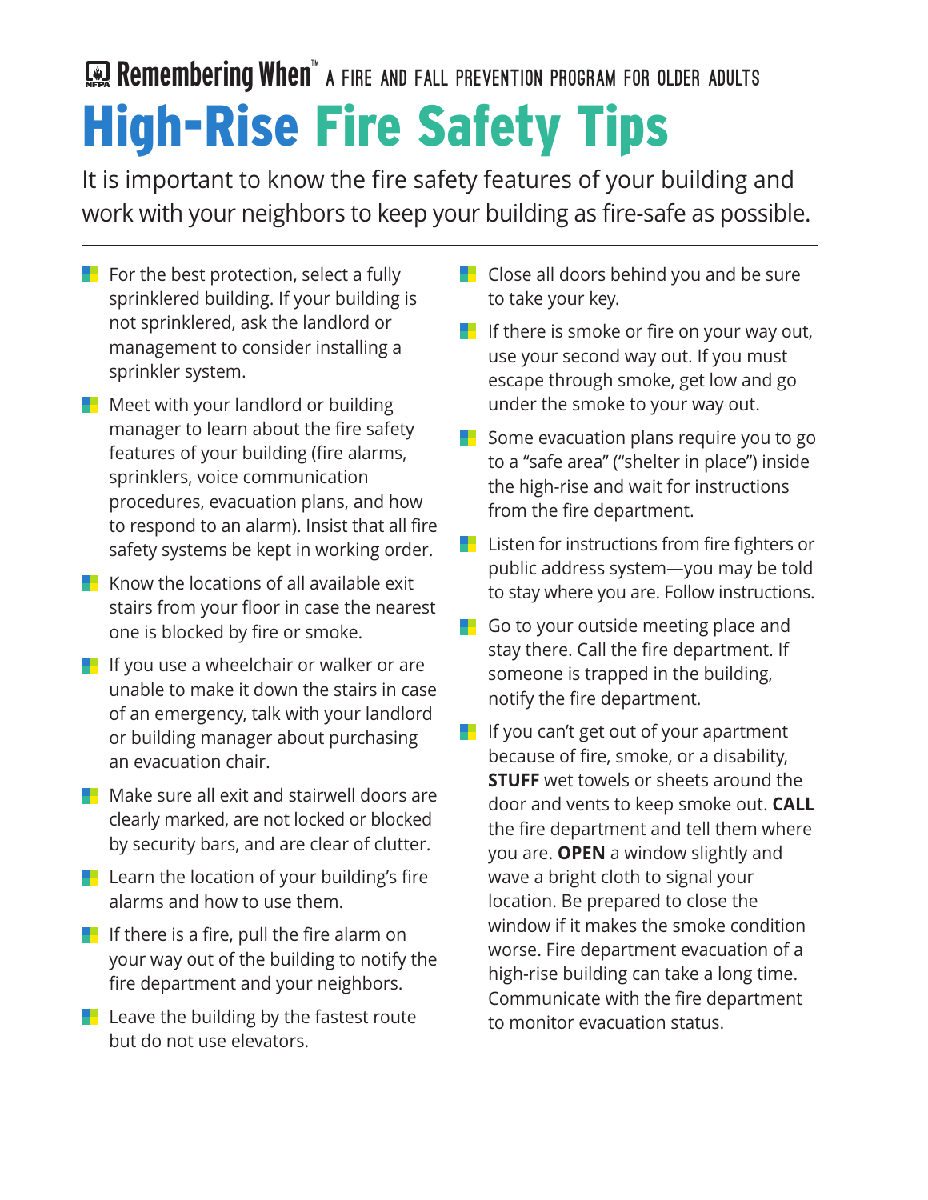Remembering When™ A FIRE AND FALL PREVENTION PROGRAM FOR OLDER ADULTS

# High-Rise Fire Safety Tips

It is important to know the fire safety features of your building and work with your neighbors to keep your building as fire-safe as possible.

---

- For the best protection, select a fully sprinklered building. If your building is not sprinklered, ask the landlord or management to consider installing a sprinkler system.
- Meet with your landlord or building manager to learn about the fire safety features of your building (fire alarms, sprinklers, voice communication procedures, evacuation plans, and how to respond to an alarm). Insist that all fire safety systems be kept in working order.
- Know the locations of all available exit stairs from your floor in case the nearest one is blocked by fire or smoke.
- If you use a wheelchair or walker or are unable to make it down the stairs in case of an emergency, talk with your landlord or building manager about purchasing an evacuation chair.
- Make sure all exit and stairwell doors are clearly marked, are not locked or blocked by security bars, and are clear of clutter.
- Learn the location of your building's fire alarms and how to use them.
- If there is a fire, pull the fire alarm on your way out of the building to notify the fire department and your neighbors.
- Leave the building by the fastest route but do not use elevators.
- Close all doors behind you and be sure to take your key.
- If there is smoke or fire on your way out, use your second way out. If you must escape through smoke, get low and go under the smoke to your way out.
- Some evacuation plans require you to go to a "safe area" ("shelter in place") inside the high-rise and wait for instructions from the fire department.
- Listen for instructions from fire fighters or public address system—you may be told to stay where you are. Follow instructions.
- Go to your outside meeting place and stay there. Call the fire department. If someone is trapped in the building, notify the fire department.
- If you can't get out of your apartment because of fire, smoke, or a disability, **STUFF** wet towels or sheets around the door and vents to keep smoke out. **CALL** the fire department and tell them where you are. **OPEN** a window slightly and wave a bright cloth to signal your location. Be prepared to close the window if it makes the smoke condition worse. Fire department evacuation of a high-rise building can take a long time. Communicate with the fire department to monitor evacuation status.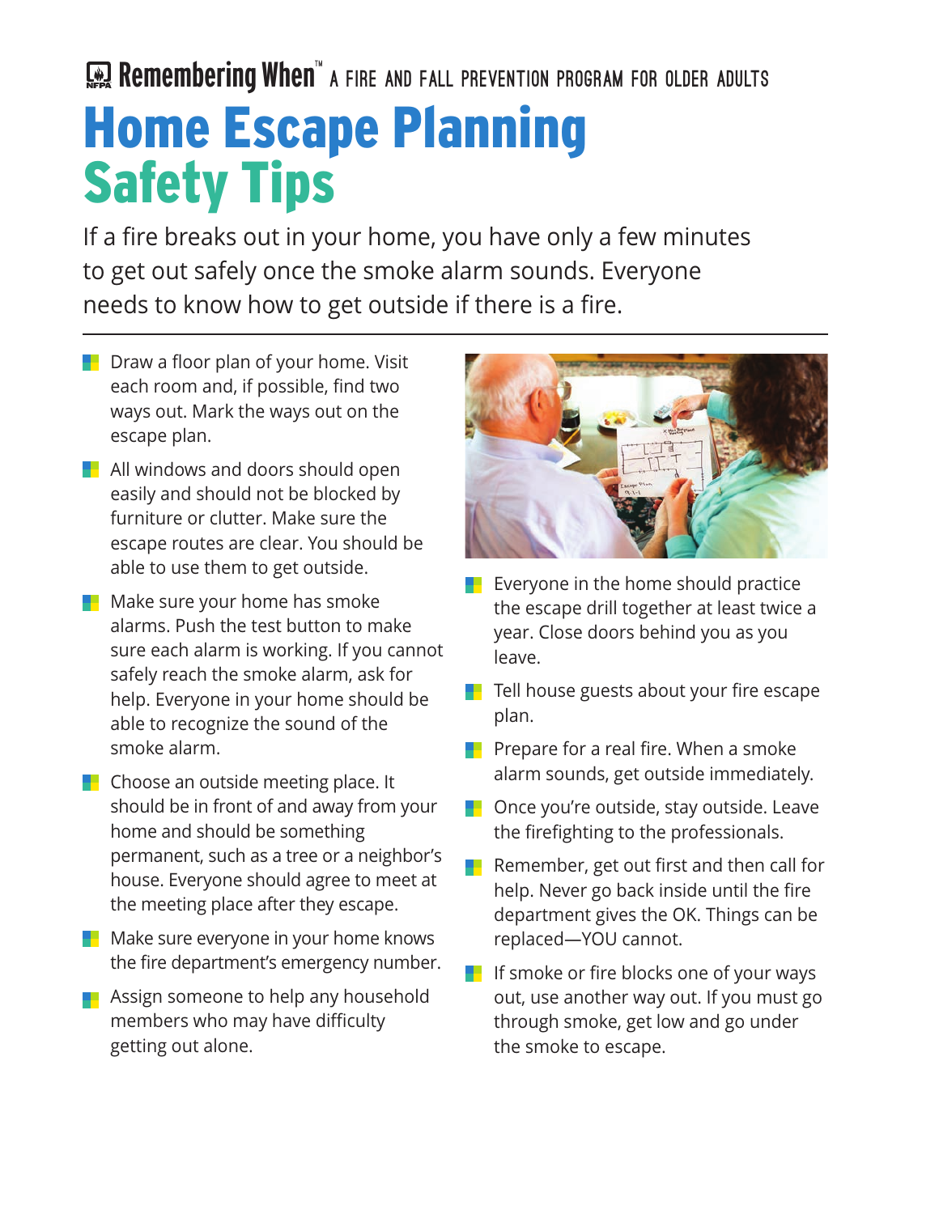Remembering When™ A FIRE AND FALL PREVENTION PROGRAM FOR OLDER ADULTS

# Home Escape Planning Safety Tips

If a fire breaks out in your home, you have only a few minutes to get out safely once the smoke alarm sounds. Everyone needs to know how to get outside if there is a fire.

- Draw a floor plan of your home. Visit each room and, if possible, find two ways out. Mark the ways out on the escape plan.
- All windows and doors should open easily and should not be blocked by furniture or clutter. Make sure the escape routes are clear. You should be able to use them to get outside.
- Make sure your home has smoke alarms. Push the test button to make sure each alarm is working. If you cannot safely reach the smoke alarm, ask for help. Everyone in your home should be able to recognize the sound of the smoke alarm.
- Choose an outside meeting place. It should be in front of and away from your home and should be something permanent, such as a tree or a neighbor's house. Everyone should agree to meet at the meeting place after they escape.
- Make sure everyone in your home knows the fire department's emergency number.
- Assign someone to help any household members who may have difficulty getting out alone.
- Everyone in the home should practice the escape drill together at least twice a year. Close doors behind you as you leave.
- Tell house guests about your fire escape plan.
- Prepare for a real fire. When a smoke alarm sounds, get outside immediately.
- Once you're outside, stay outside. Leave the firefighting to the professionals.
- Remember, get out first and then call for help. Never go back inside until the fire department gives the OK. Things can be replaced—YOU cannot.
- If smoke or fire blocks one of your ways out, use another way out. If you must go through smoke, get low and go under the smoke to escape.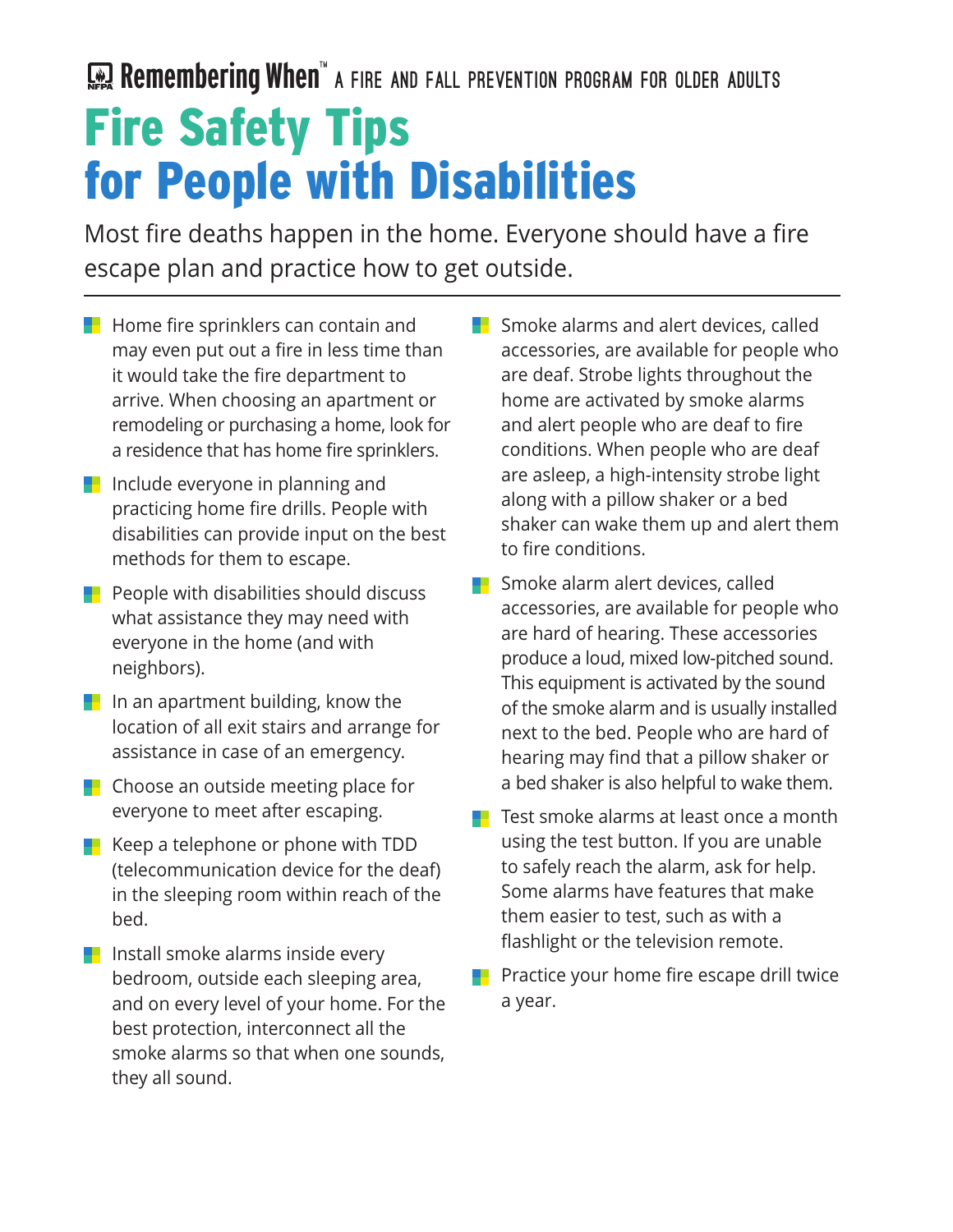Remembering When™ A FIRE AND FALL PREVENTION PROGRAM FOR OLDER ADULTS

# Fire Safety Tips for People with Disabilities

Most fire deaths happen in the home. Everyone should have a fire escape plan and practice how to get outside.

- Home fire sprinklers can contain and may even put out a fire in less time than it would take the fire department to arrive. When choosing an apartment or remodeling or purchasing a home, look for a residence that has home fire sprinklers.
- Include everyone in planning and practicing home fire drills. People with disabilities can provide input on the best methods for them to escape.
- People with disabilities should discuss what assistance they may need with everyone in the home (and with neighbors).
- In an apartment building, know the location of all exit stairs and arrange for assistance in case of an emergency.
- Choose an outside meeting place for everyone to meet after escaping.
- Keep a telephone or phone with TDD (telecommunication device for the deaf) in the sleeping room within reach of the bed.
- Install smoke alarms inside every bedroom, outside each sleeping area, and on every level of your home. For the best protection, interconnect all the smoke alarms so that when one sounds, they all sound.
- Smoke alarms and alert devices, called accessories, are available for people who are deaf. Strobe lights throughout the home are activated by smoke alarms and alert people who are deaf to fire conditions. When people who are deaf are asleep, a high-intensity strobe light along with a pillow shaker or a bed shaker can wake them up and alert them to fire conditions.
- Smoke alarm alert devices, called accessories, are available for people who are hard of hearing. These accessories produce a loud, mixed low-pitched sound. This equipment is activated by the sound of the smoke alarm and is usually installed next to the bed. People who are hard of hearing may find that a pillow shaker or a bed shaker is also helpful to wake them.
- Test smoke alarms at least once a month using the test button. If you are unable to safely reach the alarm, ask for help. Some alarms have features that make them easier to test, such as with a flashlight or the television remote.
- Practice your home fire escape drill twice a year.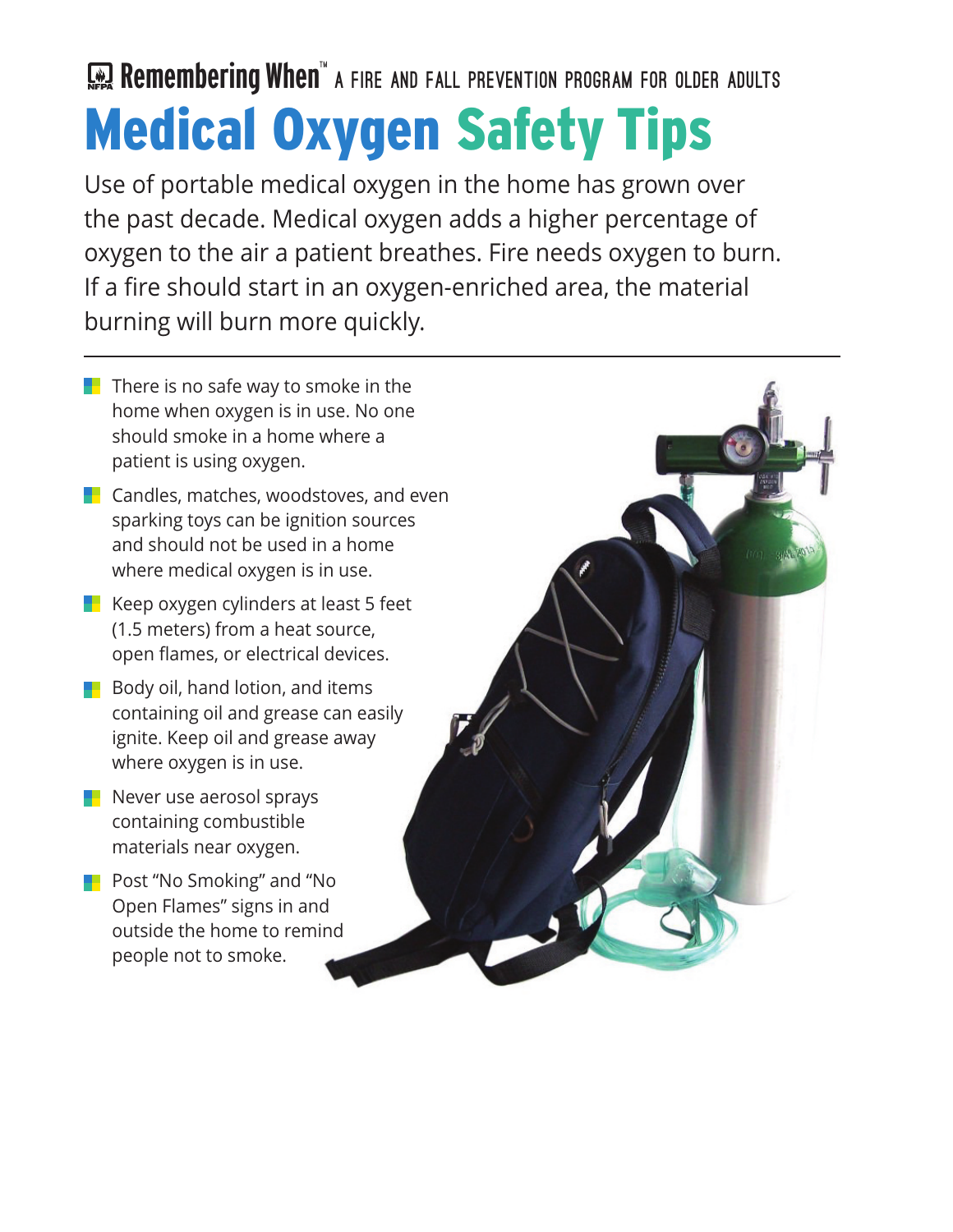Remembering When™ A FIRE AND FALL PREVENTION PROGRAM FOR OLDER ADULTS

# Medical Oxygen Safety Tips

Use of portable medical oxygen in the home has grown over the past decade. Medical oxygen adds a higher percentage of oxygen to the air a patient breathes. Fire needs oxygen to burn. If a fire should start in an oxygen-enriched area, the material burning will burn more quickly.

- There is no safe way to smoke in the home when oxygen is in use. No one should smoke in a home where a patient is using oxygen.
- Candles, matches, woodstoves, and even sparking toys can be ignition sources and should not be used in a home where medical oxygen is in use.
- Keep oxygen cylinders at least 5 feet (1.5 meters) from a heat source, open flames, or electrical devices.
- Body oil, hand lotion, and items containing oil and grease can easily ignite. Keep oil and grease away where oxygen is in use.
- Never use aerosol sprays containing combustible materials near oxygen.
- Post "No Smoking" and "No Open Flames" signs in and outside the home to remind people not to smoke.